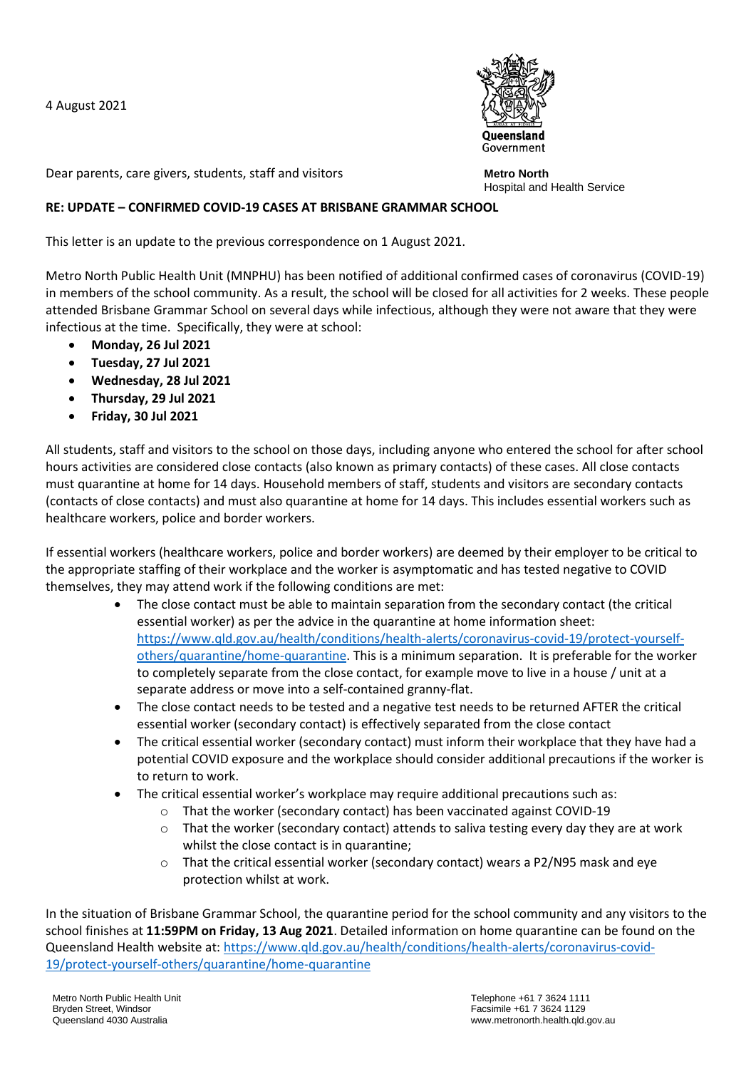4 August 2021

Queensland Government

Dear parents, care givers, students, staff and visitors

**Metro North**
Hospital and Health Service

**RE: UPDATE – CONFIRMED COVID-19 CASES AT BRISBANE GRAMMAR SCHOOL**

This letter is an update to the previous correspondence on 1 August 2021.

Metro North Public Health Unit (MNPHU) has been notified of additional confirmed cases of coronavirus (COVID-19) in members of the school community. As a result, the school will be closed for all activities for 2 weeks. These people attended Brisbane Grammar School on several days while infectious, although they were not aware that they were infectious at the time. Specifically, they were at school:

- **Monday, 26 Jul 2021**
- **Tuesday, 27 Jul 2021**
- **Wednesday, 28 Jul 2021**
- **Thursday, 29 Jul 2021**
- **Friday, 30 Jul 2021**

All students, staff and visitors to the school on those days, including anyone who entered the school for after school hours activities are considered close contacts (also known as primary contacts) of these cases. All close contacts must quarantine at home for 14 days. Household members of staff, students and visitors are secondary contacts (contacts of close contacts) and must also quarantine at home for 14 days. This includes essential workers such as healthcare workers, police and border workers.

If essential workers (healthcare workers, police and border workers) are deemed by their employer to be critical to the appropriate staffing of their workplace and the worker is asymptomatic and has tested negative to COVID themselves, they may attend work if the following conditions are met:

- The close contact must be able to maintain separation from the secondary contact (the critical essential worker) as per the advice in the quarantine at home information sheet: [https://www.qld.gov.au/health/conditions/health-alerts/coronavirus-covid-19/protect-yourself-others/quarantine/home-quarantine](https://www.qld.gov.au/health/conditions/health-alerts/coronavirus-covid-19/protect-yourself-others/quarantine/home-quarantine). This is a minimum separation. It is preferable for the worker to completely separate from the close contact, for example move to live in a house / unit at a separate address or move into a self-contained granny-flat.
- The close contact needs to be tested and a negative test needs to be returned AFTER the critical essential worker (secondary contact) is effectively separated from the close contact
- The critical essential worker (secondary contact) must inform their workplace that they have had a potential COVID exposure and the workplace should consider additional precautions if the worker is to return to work.
- The critical essential worker's workplace may require additional precautions such as:
  - That the worker (secondary contact) has been vaccinated against COVID-19
  - That the worker (secondary contact) attends to saliva testing every day they are at work whilst the close contact is in quarantine;
  - That the critical essential worker (secondary contact) wears a P2/N95 mask and eye protection whilst at work.

In the situation of Brisbane Grammar School, the quarantine period for the school community and any visitors to the school finishes at **11:59PM on Friday, 13 Aug 2021**. Detailed information on home quarantine can be found on the Queensland Health website at: [https://www.qld.gov.au/health/conditions/health-alerts/coronavirus-covid-19/protect-yourself-others/quarantine/home-quarantine](https://www.qld.gov.au/health/conditions/health-alerts/coronavirus-covid-19/protect-yourself-others/quarantine/home-quarantine)

Metro North Public Health Unit
Bryden Street, Windsor
Queensland 4030 Australia

Telephone +61 7 3624 1111
Facsimile +61 7 3624 1129
www.metronorth.health.qld.gov.au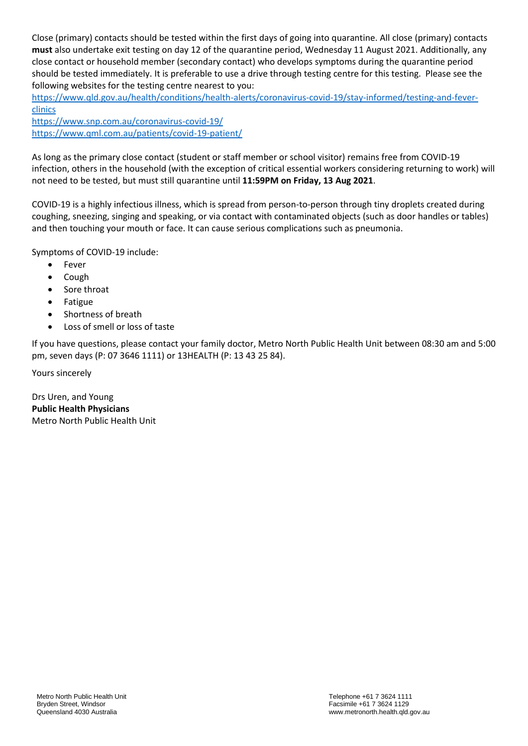Close (primary) contacts should be tested within the first days of going into quarantine. All close (primary) contacts **must** also undertake exit testing on day 12 of the quarantine period, Wednesday 11 August 2021. Additionally, any close contact or household member (secondary contact) who develops symptoms during the quarantine period should be tested immediately. It is preferable to use a drive through testing centre for this testing. Please see the following websites for the testing centre nearest to you:
https://www.qld.gov.au/health/conditions/health-alerts/coronavirus-covid-19/stay-informed/testing-and-fever-clinics
https://www.snp.com.au/coronavirus-covid-19/
https://www.qml.com.au/patients/covid-19-patient/

As long as the primary close contact (student or staff member or school visitor) remains free from COVID-19 infection, others in the household (with the exception of critical essential workers considering returning to work) will not need to be tested, but must still quarantine until **11:59PM on Friday, 13 Aug 2021**.

COVID-19 is a highly infectious illness, which is spread from person-to-person through tiny droplets created during coughing, sneezing, singing and speaking, or via contact with contaminated objects (such as door handles or tables) and then touching your mouth or face. It can cause serious complications such as pneumonia.

Symptoms of COVID-19 include:

- Fever
- Cough
- Sore throat
- Fatigue
- Shortness of breath
- Loss of smell or loss of taste

If you have questions, please contact your family doctor, Metro North Public Health Unit between 08:30 am and 5:00 pm, seven days (P: 07 3646 1111) or 13HEALTH (P: 13 43 25 84).

Yours sincerely

Drs Uren, and Young
**Public Health Physicians**
Metro North Public Health Unit

Metro North Public Health Unit
Bryden Street, Windsor
Queensland 4030 Australia

Telephone +61 7 3624 1111
Facsimile +61 7 3624 1129
www.metronorth.health.qld.gov.au